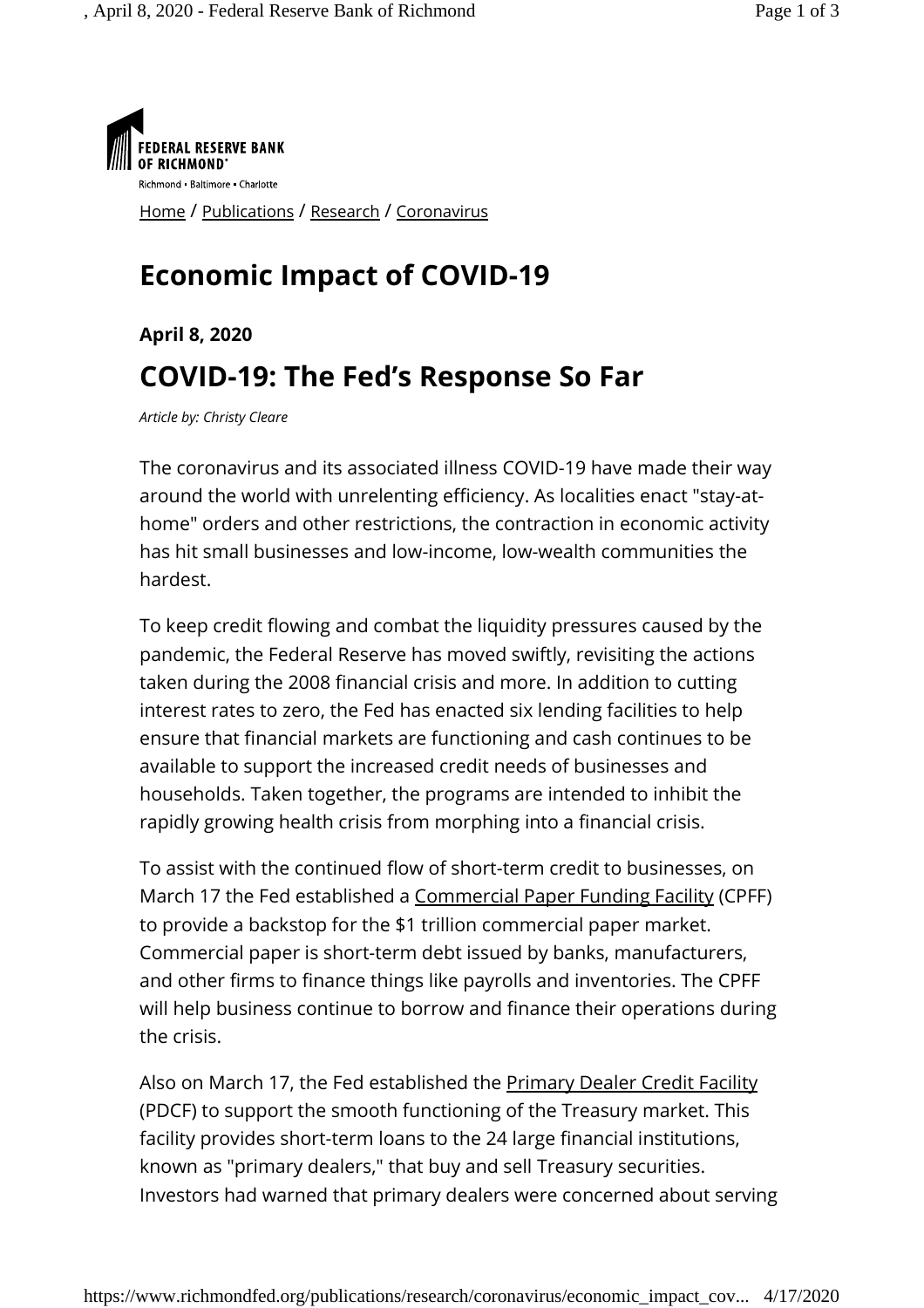FEDERAL RESERVE BANK OF RICHMOND
Richmond • Baltimore • Charlotte

Home / Publications / Research / Coronavirus

# Economic Impact of COVID-19

**April 8, 2020**

## COVID-19: The Fed's Response So Far

*Article by: Christy Cleare*

The coronavirus and its associated illness COVID-19 have made their way around the world with unrelenting efficiency. As localities enact "stay-at-home" orders and other restrictions, the contraction in economic activity has hit small businesses and low-income, low-wealth communities the hardest.

To keep credit flowing and combat the liquidity pressures caused by the pandemic, the Federal Reserve has moved swiftly, revisiting the actions taken during the 2008 financial crisis and more. In addition to cutting interest rates to zero, the Fed has enacted six lending facilities to help ensure that financial markets are functioning and cash continues to be available to support the increased credit needs of businesses and households. Taken together, the programs are intended to inhibit the rapidly growing health crisis from morphing into a financial crisis.

To assist with the continued flow of short-term credit to businesses, on March 17 the Fed established a Commercial Paper Funding Facility (CPFF) to provide a backstop for the $1 trillion commercial paper market. Commercial paper is short-term debt issued by banks, manufacturers, and other firms to finance things like payrolls and inventories. The CPFF will help business continue to borrow and finance their operations during the crisis.

Also on March 17, the Fed established the Primary Dealer Credit Facility (PDCF) to support the smooth functioning of the Treasury market. This facility provides short-term loans to the 24 large financial institutions, known as "primary dealers," that buy and sell Treasury securities. Investors had warned that primary dealers were concerned about serving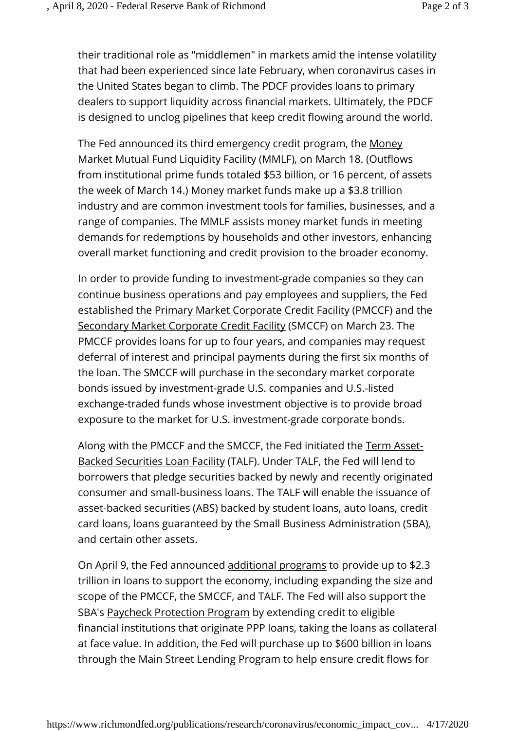their traditional role as "middlemen" in markets amid the intense volatility that had been experienced since late February, when coronavirus cases in the United States began to climb. The PDCF provides loans to primary dealers to support liquidity across financial markets. Ultimately, the PDCF is designed to unclog pipelines that keep credit flowing around the world.

The Fed announced its third emergency credit program, the Money Market Mutual Fund Liquidity Facility (MMLF), on March 18. (Outflows from institutional prime funds totaled $53 billion, or 16 percent, of assets the week of March 14.) Money market funds make up a $3.8 trillion industry and are common investment tools for families, businesses, and a range of companies. The MMLF assists money market funds in meeting demands for redemptions by households and other investors, enhancing overall market functioning and credit provision to the broader economy.

In order to provide funding to investment-grade companies so they can continue business operations and pay employees and suppliers, the Fed established the Primary Market Corporate Credit Facility (PMCCF) and the Secondary Market Corporate Credit Facility (SMCCF) on March 23. The PMCCF provides loans for up to four years, and companies may request deferral of interest and principal payments during the first six months of the loan. The SMCCF will purchase in the secondary market corporate bonds issued by investment-grade U.S. companies and U.S.-listed exchange-traded funds whose investment objective is to provide broad exposure to the market for U.S. investment-grade corporate bonds.

Along with the PMCCF and the SMCCF, the Fed initiated the Term Asset-Backed Securities Loan Facility (TALF). Under TALF, the Fed will lend to borrowers that pledge securities backed by newly and recently originated consumer and small-business loans. The TALF will enable the issuance of asset-backed securities (ABS) backed by student loans, auto loans, credit card loans, loans guaranteed by the Small Business Administration (SBA), and certain other assets.

On April 9, the Fed announced additional programs to provide up to $2.3 trillion in loans to support the economy, including expanding the size and scope of the PMCCF, the SMCCF, and TALF. The Fed will also support the SBA's Paycheck Protection Program by extending credit to eligible financial institutions that originate PPP loans, taking the loans as collateral at face value. In addition, the Fed will purchase up to $600 billion in loans through the Main Street Lending Program to help ensure credit flows for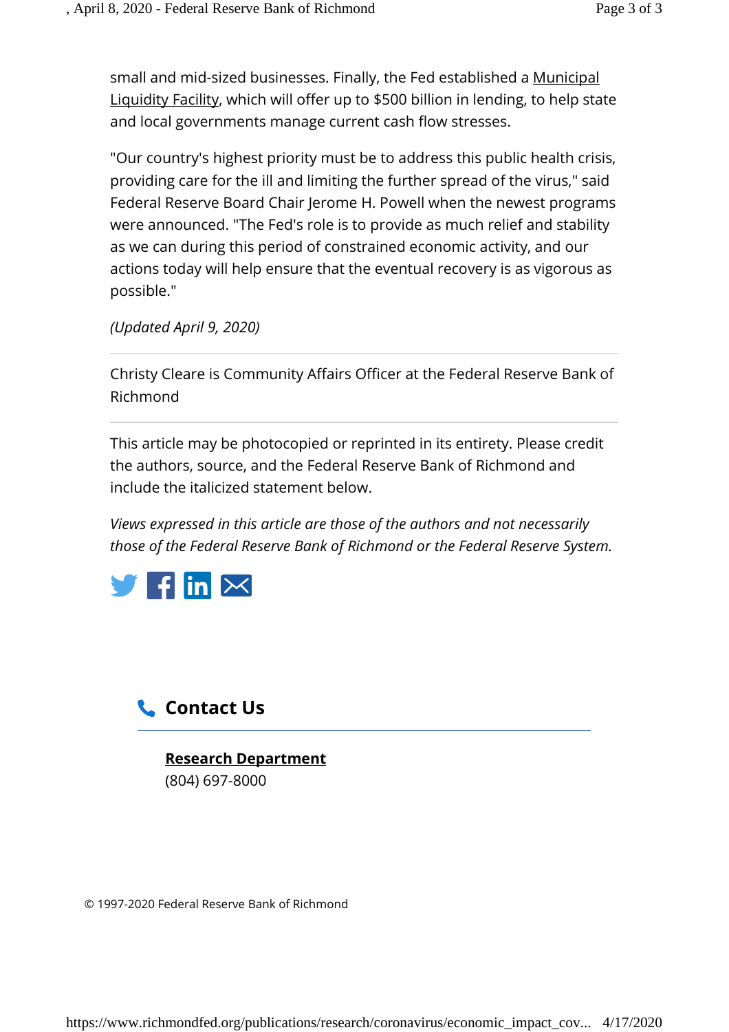small and mid-sized businesses. Finally, the Fed established a Municipal Liquidity Facility, which will offer up to $500 billion in lending, to help state and local governments manage current cash flow stresses.

"Our country's highest priority must be to address this public health crisis, providing care for the ill and limiting the further spread of the virus," said Federal Reserve Board Chair Jerome H. Powell when the newest programs were announced. "The Fed's role is to provide as much relief and stability as we can during this period of constrained economic activity, and our actions today will help ensure that the eventual recovery is as vigorous as possible."

*(Updated April 9, 2020)*

---

Christy Cleare is Community Affairs Officer at the Federal Reserve Bank of Richmond

---

This article may be photocopied or reprinted in its entirety. Please credit the authors, source, and the Federal Reserve Bank of Richmond and include the italicized statement below.

*Views expressed in this article are those of the authors and not necessarily those of the Federal Reserve Bank of Richmond or the Federal Reserve System.*

## Contact Us

**Research Department**
(804) 697-8000

© 1997-2020 Federal Reserve Bank of Richmond